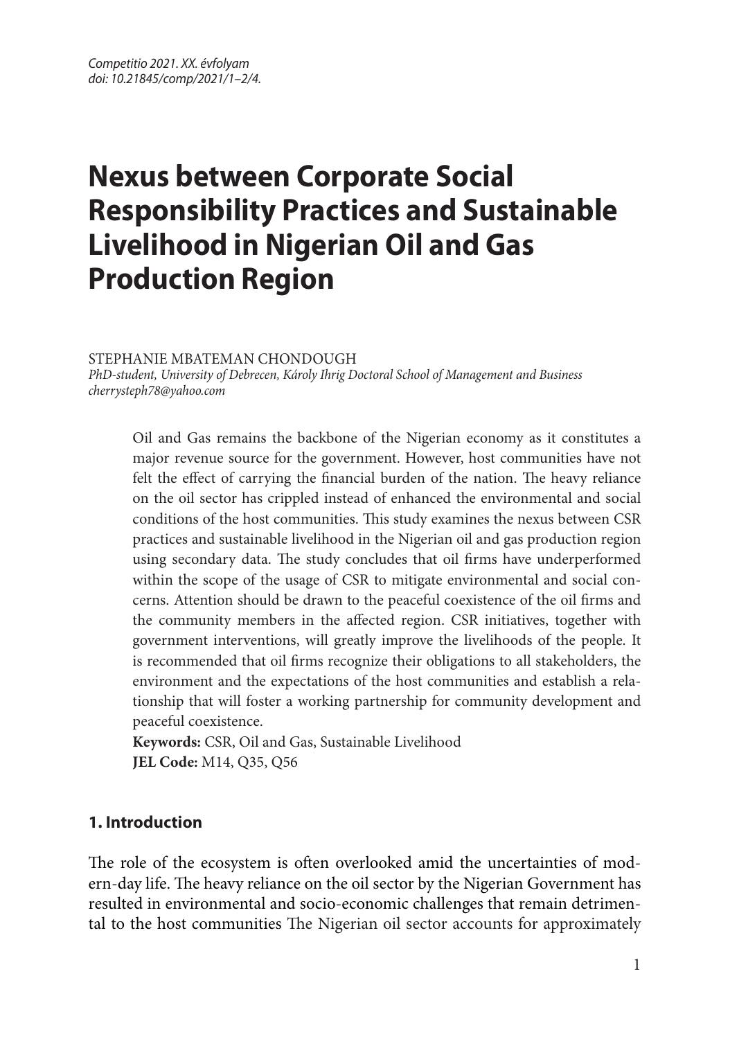# Nexus between Corporate Social Responsibility Practices and Sustainable Livelihood in Nigerian Oil and Gas Production Region

STEPHANIE MBATEMAN CHONDOUGH

*PhD-student, University of Debrecen, Károly Ihrig Doctoral School of Management and Business*
*cherrysteph78@yahoo.com*

Oil and Gas remains the backbone of the Nigerian economy as it constitutes a major revenue source for the government. However, host communities have not felt the effect of carrying the financial burden of the nation. The heavy reliance on the oil sector has crippled instead of enhanced the environmental and social conditions of the host communities. This study examines the nexus between CSR practices and sustainable livelihood in the Nigerian oil and gas production region using secondary data. The study concludes that oil firms have underperformed within the scope of the usage of CSR to mitigate environmental and social concerns. Attention should be drawn to the peaceful coexistence of the oil firms and the community members in the affected region. CSR initiatives, together with government interventions, will greatly improve the livelihoods of the people. It is recommended that oil firms recognize their obligations to all stakeholders, the environment and the expectations of the host communities and establish a relationship that will foster a working partnership for community development and peaceful coexistence.

**Keywords:** CSR, Oil and Gas, Sustainable Livelihood
**JEL Code:** M14, Q35, Q56

## 1. Introduction

The role of the ecosystem is often overlooked amid the uncertainties of modern-day life. The heavy reliance on the oil sector by the Nigerian Government has resulted in environmental and socio-economic challenges that remain detrimental to the host communities The Nigerian oil sector accounts for approximately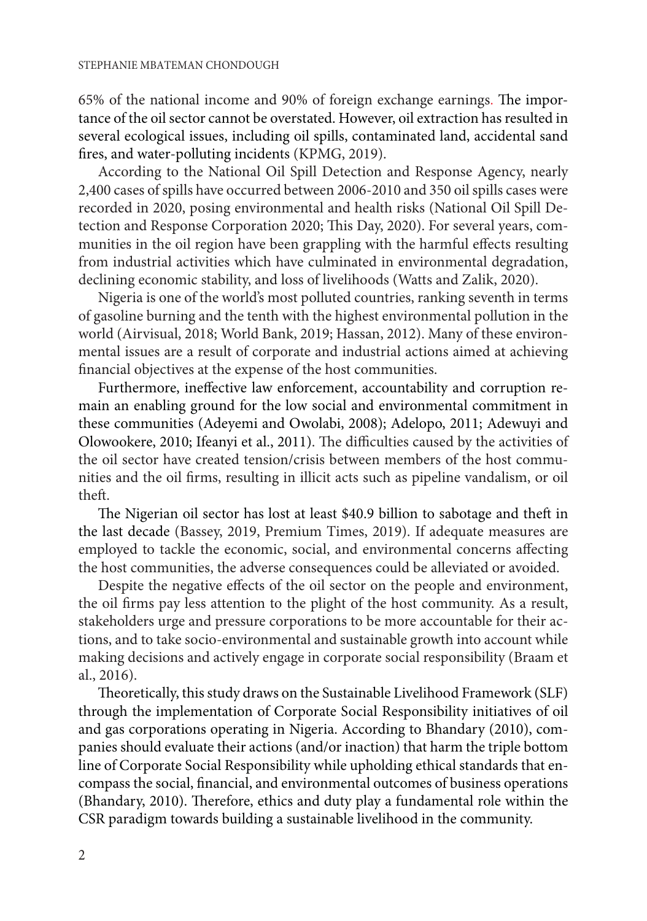65% of the national income and 90% of foreign exchange earnings. The importance of the oil sector cannot be overstated. However, oil extraction has resulted in several ecological issues, including oil spills, contaminated land, accidental sand fires, and water-polluting incidents (KPMG, 2019).

According to the National Oil Spill Detection and Response Agency, nearly 2,400 cases of spills have occurred between 2006-2010 and 350 oil spills cases were recorded in 2020, posing environmental and health risks (National Oil Spill Detection and Response Corporation 2020; This Day, 2020). For several years, communities in the oil region have been grappling with the harmful effects resulting from industrial activities which have culminated in environmental degradation, declining economic stability, and loss of livelihoods (Watts and Zalik, 2020).

Nigeria is one of the world's most polluted countries, ranking seventh in terms of gasoline burning and the tenth with the highest environmental pollution in the world (Airvisual, 2018; World Bank, 2019; Hassan, 2012). Many of these environmental issues are a result of corporate and industrial actions aimed at achieving financial objectives at the expense of the host communities.

Furthermore, ineffective law enforcement, accountability and corruption remain an enabling ground for the low social and environmental commitment in these communities (Adeyemi and Owolabi, 2008); Adelopo, 2011; Adewuyi and Olowookere, 2010; Ifeanyi et al., 2011). The difficulties caused by the activities of the oil sector have created tension/crisis between members of the host communities and the oil firms, resulting in illicit acts such as pipeline vandalism, or oil theft.

The Nigerian oil sector has lost at least $40.9 billion to sabotage and theft in the last decade (Bassey, 2019, Premium Times, 2019). If adequate measures are employed to tackle the economic, social, and environmental concerns affecting the host communities, the adverse consequences could be alleviated or avoided.

Despite the negative effects of the oil sector on the people and environment, the oil firms pay less attention to the plight of the host community. As a result, stakeholders urge and pressure corporations to be more accountable for their actions, and to take socio-environmental and sustainable growth into account while making decisions and actively engage in corporate social responsibility (Braam et al., 2016).

Theoretically, this study draws on the Sustainable Livelihood Framework (SLF) through the implementation of Corporate Social Responsibility initiatives of oil and gas corporations operating in Nigeria. According to Bhandary (2010), companies should evaluate their actions (and/or inaction) that harm the triple bottom line of Corporate Social Responsibility while upholding ethical standards that encompass the social, financial, and environmental outcomes of business operations (Bhandary, 2010). Therefore, ethics and duty play a fundamental role within the CSR paradigm towards building a sustainable livelihood in the community.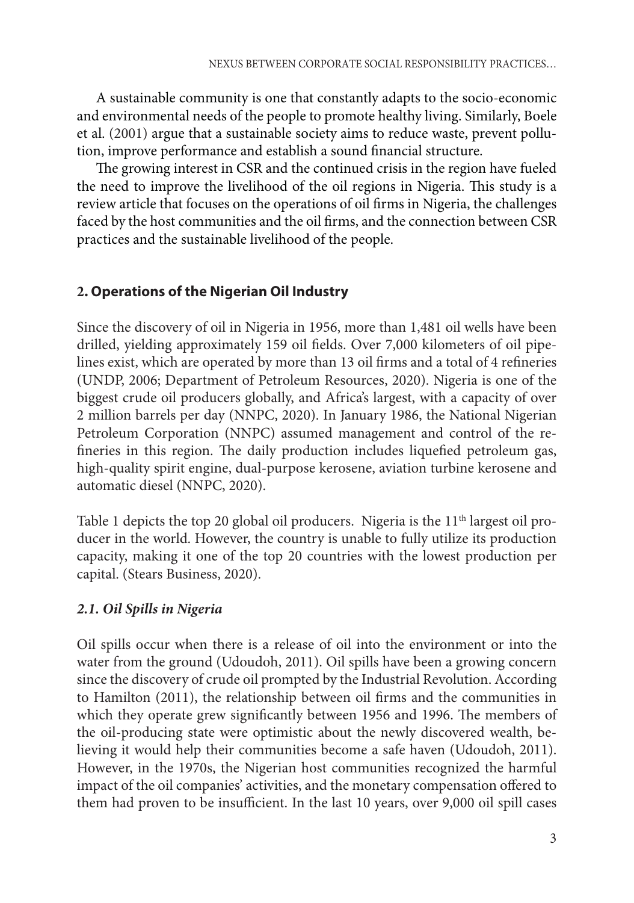A sustainable community is one that constantly adapts to the socio-economic and environmental needs of the people to promote healthy living. Similarly, Boele et al. (2001) argue that a sustainable society aims to reduce waste, prevent pollution, improve performance and establish a sound financial structure.

The growing interest in CSR and the continued crisis in the region have fueled the need to improve the livelihood of the oil regions in Nigeria. This study is a review article that focuses on the operations of oil firms in Nigeria, the challenges faced by the host communities and the oil firms, and the connection between CSR practices and the sustainable livelihood of the people.

## 2. Operations of the Nigerian Oil Industry

Since the discovery of oil in Nigeria in 1956, more than 1,481 oil wells have been drilled, yielding approximately 159 oil fields. Over 7,000 kilometers of oil pipelines exist, which are operated by more than 13 oil firms and a total of 4 refineries (UNDP, 2006; Department of Petroleum Resources, 2020). Nigeria is one of the biggest crude oil producers globally, and Africa's largest, with a capacity of over 2 million barrels per day (NNPC, 2020). In January 1986, the National Nigerian Petroleum Corporation (NNPC) assumed management and control of the refineries in this region. The daily production includes liquefied petroleum gas, high-quality spirit engine, dual-purpose kerosene, aviation turbine kerosene and automatic diesel (NNPC, 2020).

Table 1 depicts the top 20 global oil producers. Nigeria is the 11th largest oil producer in the world. However, the country is unable to fully utilize its production capacity, making it one of the top 20 countries with the lowest production per capital. (Stears Business, 2020).

### *2.1. Oil Spills in Nigeria*

Oil spills occur when there is a release of oil into the environment or into the water from the ground (Udoudoh, 2011). Oil spills have been a growing concern since the discovery of crude oil prompted by the Industrial Revolution. According to Hamilton (2011), the relationship between oil firms and the communities in which they operate grew significantly between 1956 and 1996. The members of the oil-producing state were optimistic about the newly discovered wealth, believing it would help their communities become a safe haven (Udoudoh, 2011). However, in the 1970s, the Nigerian host communities recognized the harmful impact of the oil companies' activities, and the monetary compensation offered to them had proven to be insufficient. In the last 10 years, over 9,000 oil spill cases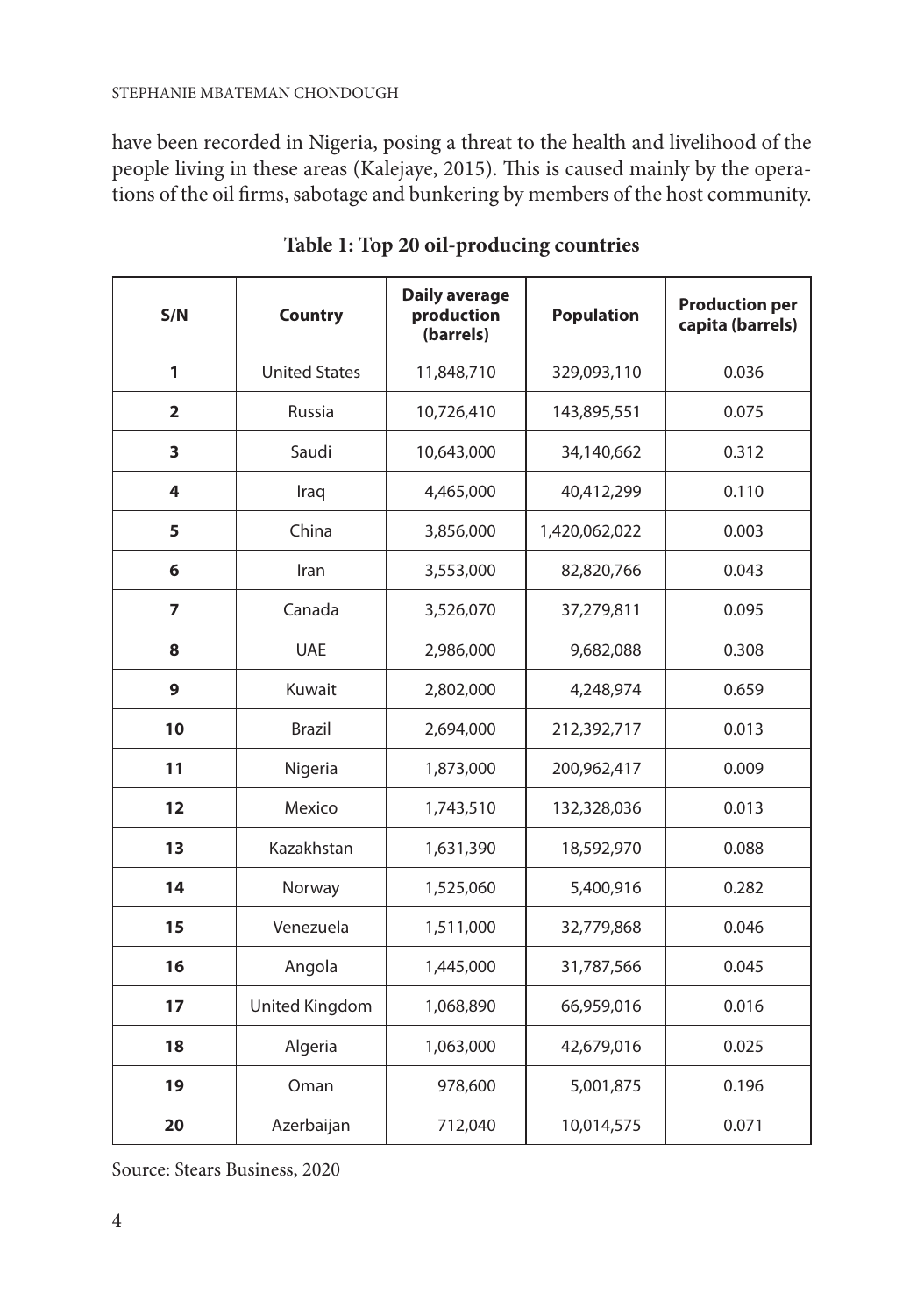have been recorded in Nigeria, posing a threat to the health and livelihood of the people living in these areas (Kalejaye, 2015). This is caused mainly by the operations of the oil firms, sabotage and bunkering by members of the host community.

**Table 1: Top 20 oil-producing countries**

| S/N | Country | Daily average production (barrels) | Population | Production per capita (barrels) |
|---|---|---|---|---|
| **1** | United States | 11,848,710 | 329,093,110 | 0.036 |
| **2** | Russia | 10,726,410 | 143,895,551 | 0.075 |
| **3** | Saudi | 10,643,000 | 34,140,662 | 0.312 |
| **4** | Iraq | 4,465,000 | 40,412,299 | 0.110 |
| **5** | China | 3,856,000 | 1,420,062,022 | 0.003 |
| **6** | Iran | 3,553,000 | 82,820,766 | 0.043 |
| **7** | Canada | 3,526,070 | 37,279,811 | 0.095 |
| **8** | UAE | 2,986,000 | 9,682,088 | 0.308 |
| **9** | Kuwait | 2,802,000 | 4,248,974 | 0.659 |
| **10** | Brazil | 2,694,000 | 212,392,717 | 0.013 |
| **11** | Nigeria | 1,873,000 | 200,962,417 | 0.009 |
| **12** | Mexico | 1,743,510 | 132,328,036 | 0.013 |
| **13** | Kazakhstan | 1,631,390 | 18,592,970 | 0.088 |
| **14** | Norway | 1,525,060 | 5,400,916 | 0.282 |
| **15** | Venezuela | 1,511,000 | 32,779,868 | 0.046 |
| **16** | Angola | 1,445,000 | 31,787,566 | 0.045 |
| **17** | United Kingdom | 1,068,890 | 66,959,016 | 0.016 |
| **18** | Algeria | 1,063,000 | 42,679,016 | 0.025 |
| **19** | Oman | 978,600 | 5,001,875 | 0.196 |
| **20** | Azerbaijan | 712,040 | 10,014,575 | 0.071 |

Source: Stears Business, 2020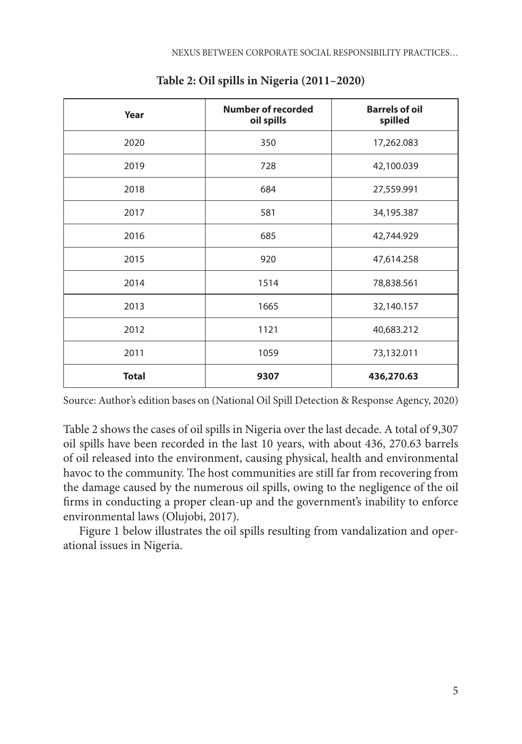**Table 2: Oil spills in Nigeria (2011–2020)**

| Year | Number of recorded oil spills | Barrels of oil spilled |
|---|---|---|
| 2020 | 350 | 17,262.083 |
| 2019 | 728 | 42,100.039 |
| 2018 | 684 | 27,559.991 |
| 2017 | 581 | 34,195.387 |
| 2016 | 685 | 42,744.929 |
| 2015 | 920 | 47,614.258 |
| 2014 | 1514 | 78,838.561 |
| 2013 | 1665 | 32,140.157 |
| 2012 | 1121 | 40,683.212 |
| 2011 | 1059 | 73,132.011 |
| **Total** | **9307** | **436,270.63** |

Source: Author's edition bases on (National Oil Spill Detection & Response Agency, 2020)

Table 2 shows the cases of oil spills in Nigeria over the last decade. A total of 9,307 oil spills have been recorded in the last 10 years, with about 436, 270.63 barrels of oil released into the environment, causing physical, health and environmental havoc to the community. The host communities are still far from recovering from the damage caused by the numerous oil spills, owing to the negligence of the oil firms in conducting a proper clean-up and the government's inability to enforce environmental laws (Olujobi, 2017).

Figure 1 below illustrates the oil spills resulting from vandalization and operational issues in Nigeria.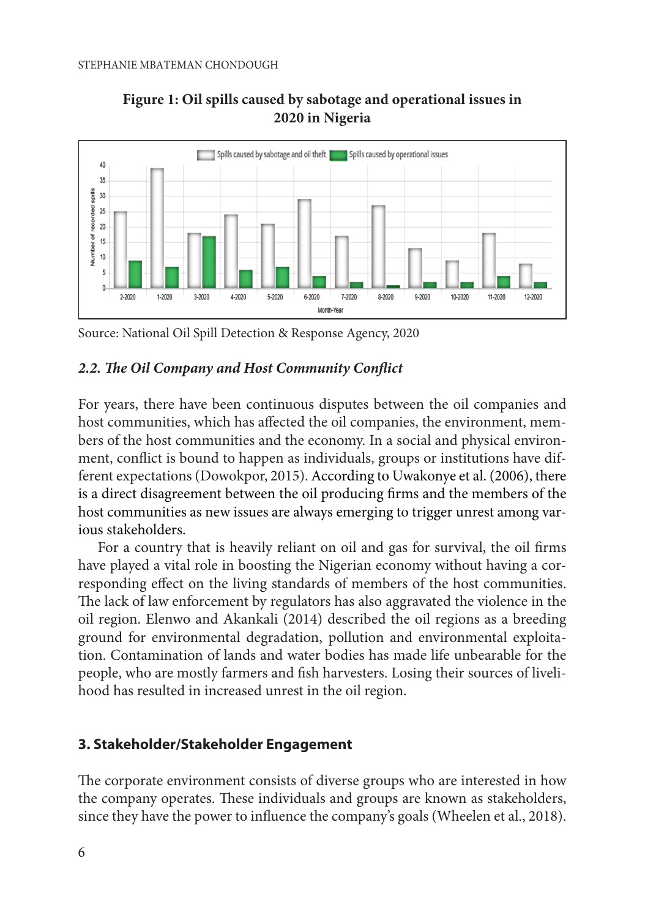**Figure 1: Oil spills caused by sabotage and operational issues in 2020 in Nigeria**

Source: National Oil Spill Detection & Response Agency, 2020

### *2.2. The Oil Company and Host Community Conflict*

For years, there have been continuous disputes between the oil companies and host communities, which has affected the oil companies, the environment, members of the host communities and the economy. In a social and physical environment, conflict is bound to happen as individuals, groups or institutions have different expectations (Dowokpor, 2015). According to Uwakonye et al. (2006), there is a direct disagreement between the oil producing firms and the members of the host communities as new issues are always emerging to trigger unrest among various stakeholders.

For a country that is heavily reliant on oil and gas for survival, the oil firms have played a vital role in boosting the Nigerian economy without having a corresponding effect on the living standards of members of the host communities. The lack of law enforcement by regulators has also aggravated the violence in the oil region. Elenwo and Akankali (2014) described the oil regions as a breeding ground for environmental degradation, pollution and environmental exploitation. Contamination of lands and water bodies has made life unbearable for the people, who are mostly farmers and fish harvesters. Losing their sources of livelihood has resulted in increased unrest in the oil region.

## 3. Stakeholder/Stakeholder Engagement

The corporate environment consists of diverse groups who are interested in how the company operates. These individuals and groups are known as stakeholders, since they have the power to influence the company's goals (Wheelen et al., 2018).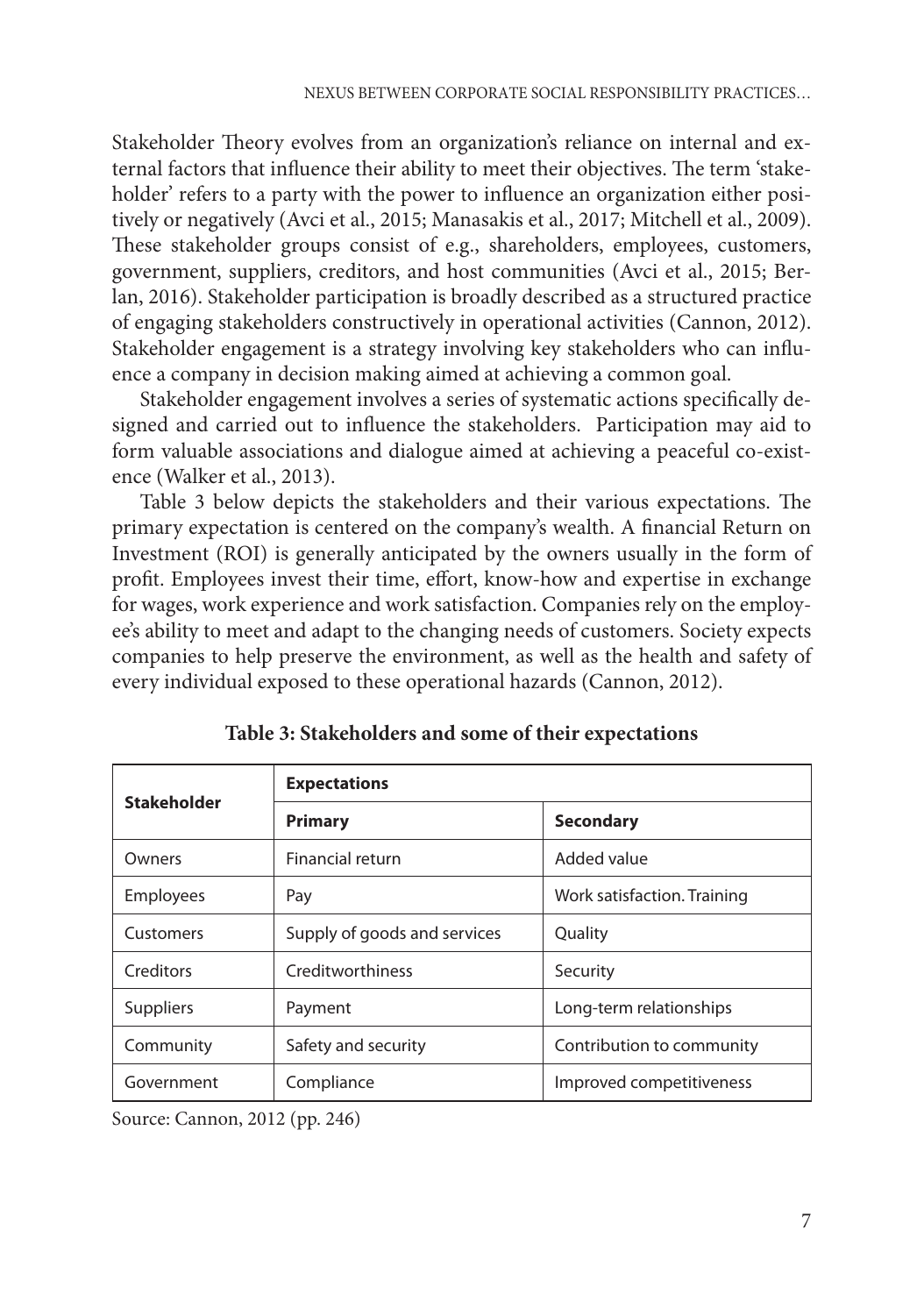Stakeholder Theory evolves from an organization's reliance on internal and external factors that influence their ability to meet their objectives. The term 'stakeholder' refers to a party with the power to influence an organization either positively or negatively (Avci et al., 2015; Manasakis et al., 2017; Mitchell et al., 2009). These stakeholder groups consist of e.g., shareholders, employees, customers, government, suppliers, creditors, and host communities (Avci et al., 2015; Berlan, 2016). Stakeholder participation is broadly described as a structured practice of engaging stakeholders constructively in operational activities (Cannon, 2012). Stakeholder engagement is a strategy involving key stakeholders who can influence a company in decision making aimed at achieving a common goal.

Stakeholder engagement involves a series of systematic actions specifically designed and carried out to influence the stakeholders. Participation may aid to form valuable associations and dialogue aimed at achieving a peaceful co-existence (Walker et al., 2013).

Table 3 below depicts the stakeholders and their various expectations. The primary expectation is centered on the company's wealth. A financial Return on Investment (ROI) is generally anticipated by the owners usually in the form of profit. Employees invest their time, effort, know-how and expertise in exchange for wages, work experience and work satisfaction. Companies rely on the employee's ability to meet and adapt to the changing needs of customers. Society expects companies to help preserve the environment, as well as the health and safety of every individual exposed to these operational hazards (Cannon, 2012).

**Table 3: Stakeholders and some of their expectations**

| **Stakeholder** | **Expectations** | |
|---|---|---|
| | **Primary** | **Secondary** |
| Owners | Financial return | Added value |
| Employees | Pay | Work satisfaction. Training |
| Customers | Supply of goods and services | Quality |
| Creditors | Creditworthiness | Security |
| Suppliers | Payment | Long-term relationships |
| Community | Safety and security | Contribution to community |
| Government | Compliance | Improved competitiveness |

Source: Cannon, 2012 (pp. 246)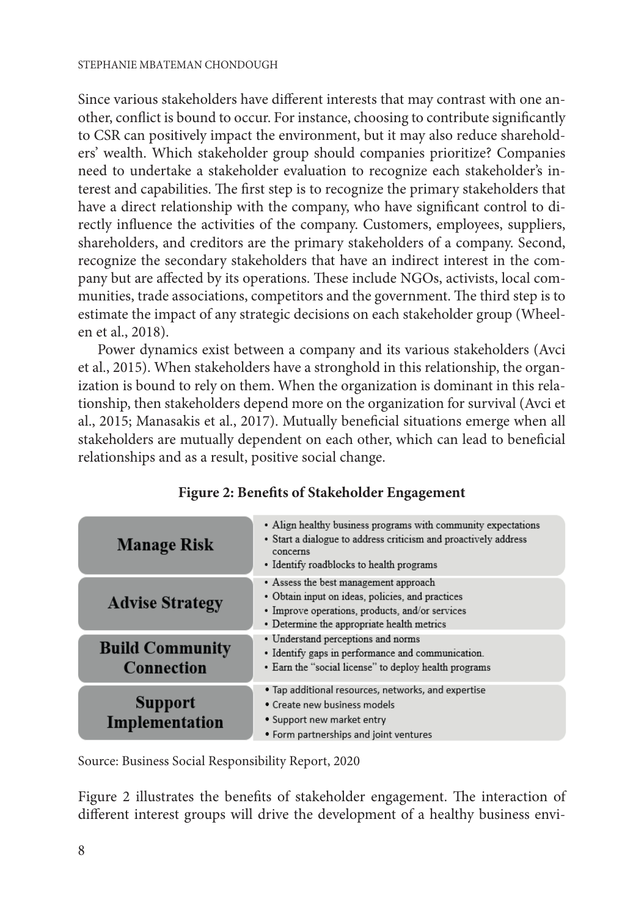Since various stakeholders have different interests that may contrast with one another, conflict is bound to occur. For instance, choosing to contribute significantly to CSR can positively impact the environment, but it may also reduce shareholders' wealth. Which stakeholder group should companies prioritize? Companies need to undertake a stakeholder evaluation to recognize each stakeholder's interest and capabilities. The first step is to recognize the primary stakeholders that have a direct relationship with the company, who have significant control to directly influence the activities of the company. Customers, employees, suppliers, shareholders, and creditors are the primary stakeholders of a company. Second, recognize the secondary stakeholders that have an indirect interest in the company but are affected by its operations. These include NGOs, activists, local communities, trade associations, competitors and the government. The third step is to estimate the impact of any strategic decisions on each stakeholder group (Wheelen et al., 2018).

Power dynamics exist between a company and its various stakeholders (Avci et al., 2015). When stakeholders have a stronghold in this relationship, the organization is bound to rely on them. When the organization is dominant in this relationship, then stakeholders depend more on the organization for survival (Avci et al., 2015; Manasakis et al., 2017). Mutually beneficial situations emerge when all stakeholders are mutually dependent on each other, which can lead to beneficial relationships and as a result, positive social change.

**Figure 2: Benefits of Stakeholder Engagement**

| | |
|---|---|
| **Manage Risk** | • Align healthy business programs with community expectations<br>• Start a dialogue to address criticism and proactively address concerns<br>• Identify roadblocks to health programs |
| **Advise Strategy** | • Assess the best management approach<br>• Obtain input on ideas, policies, and practices<br>• Improve operations, products, and/or services<br>• Determine the appropriate health metrics |
| **Build Community Connection** | • Understand perceptions and norms<br>• Identify gaps in performance and communication.<br>• Earn the "social license" to deploy health programs |
| **Support Implementation** | • Tap additional resources, networks, and expertise<br>• Create new business models<br>• Support new market entry<br>• Form partnerships and joint ventures |

Source: Business Social Responsibility Report, 2020

Figure 2 illustrates the benefits of stakeholder engagement. The interaction of different interest groups will drive the development of a healthy business envi-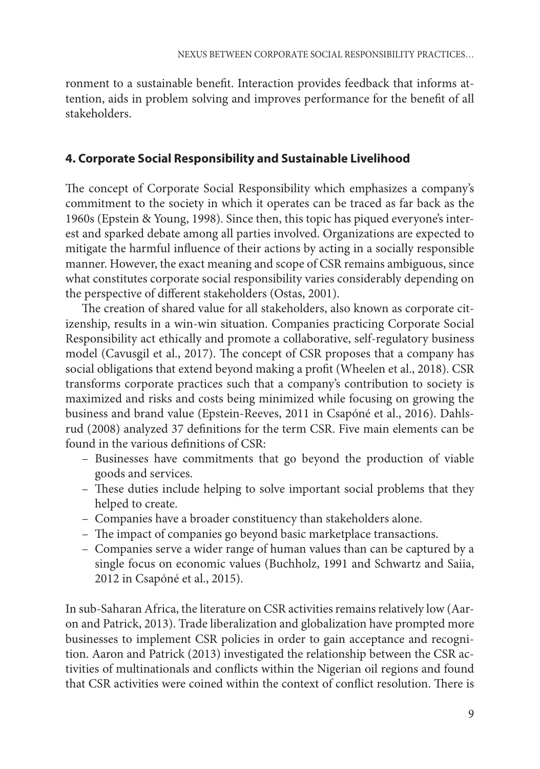ronment to a sustainable benefit. Interaction provides feedback that informs attention, aids in problem solving and improves performance for the benefit of all stakeholders.

## 4. Corporate Social Responsibility and Sustainable Livelihood

The concept of Corporate Social Responsibility which emphasizes a company's commitment to the society in which it operates can be traced as far back as the 1960s (Epstein & Young, 1998). Since then, this topic has piqued everyone's interest and sparked debate among all parties involved. Organizations are expected to mitigate the harmful influence of their actions by acting in a socially responsible manner. However, the exact meaning and scope of CSR remains ambiguous, since what constitutes corporate social responsibility varies considerably depending on the perspective of different stakeholders (Ostas, 2001).

The creation of shared value for all stakeholders, also known as corporate citizenship, results in a win-win situation. Companies practicing Corporate Social Responsibility act ethically and promote a collaborative, self-regulatory business model (Cavusgil et al., 2017). The concept of CSR proposes that a company has social obligations that extend beyond making a profit (Wheelen et al., 2018). CSR transforms corporate practices such that a company's contribution to society is maximized and risks and costs being minimized while focusing on growing the business and brand value (Epstein-Reeves, 2011 in Csapóné et al., 2016). Dahlsrud (2008) analyzed 37 definitions for the term CSR. Five main elements can be found in the various definitions of CSR:

- Businesses have commitments that go beyond the production of viable goods and services.
- These duties include helping to solve important social problems that they helped to create.
- Companies have a broader constituency than stakeholders alone.
- The impact of companies go beyond basic marketplace transactions.
- Companies serve a wider range of human values than can be captured by a single focus on economic values (Buchholz, 1991 and Schwartz and Saiia, 2012 in Csapóné et al., 2015).

In sub-Saharan Africa, the literature on CSR activities remains relatively low (Aaron and Patrick, 2013). Trade liberalization and globalization have prompted more businesses to implement CSR policies in order to gain acceptance and recognition. Aaron and Patrick (2013) investigated the relationship between the CSR activities of multinationals and conflicts within the Nigerian oil regions and found that CSR activities were coined within the context of conflict resolution. There is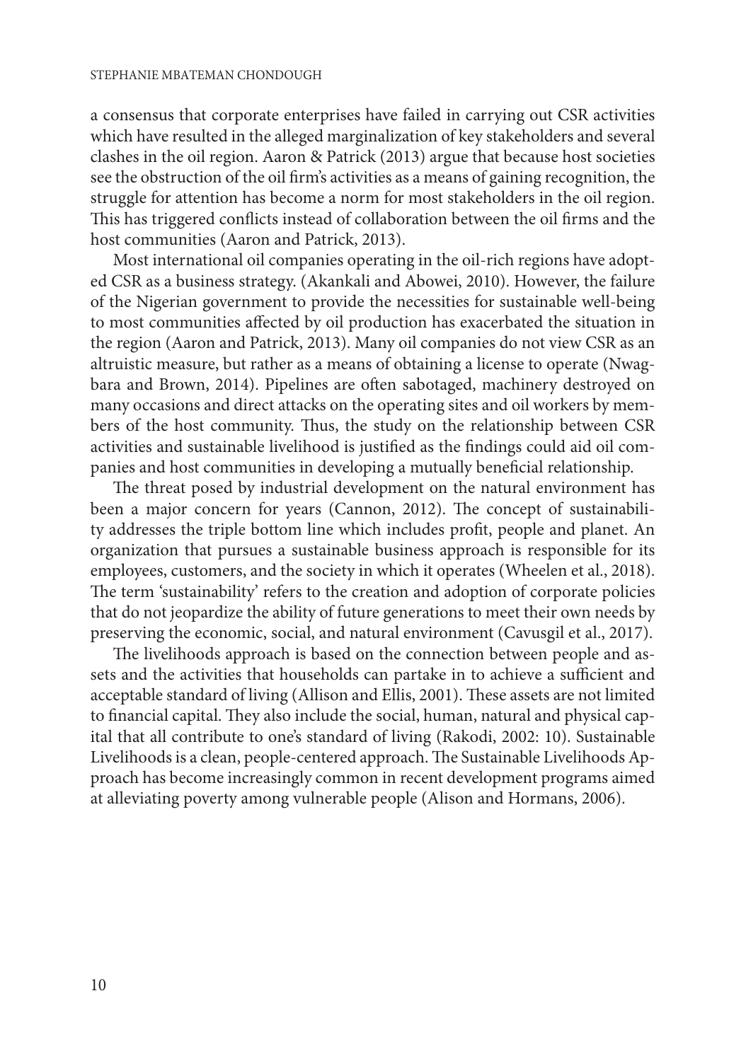a consensus that corporate enterprises have failed in carrying out CSR activities which have resulted in the alleged marginalization of key stakeholders and several clashes in the oil region. Aaron & Patrick (2013) argue that because host societies see the obstruction of the oil firm's activities as a means of gaining recognition, the struggle for attention has become a norm for most stakeholders in the oil region. This has triggered conflicts instead of collaboration between the oil firms and the host communities (Aaron and Patrick, 2013).

Most international oil companies operating in the oil-rich regions have adopted CSR as a business strategy. (Akankali and Abowei, 2010). However, the failure of the Nigerian government to provide the necessities for sustainable well-being to most communities affected by oil production has exacerbated the situation in the region (Aaron and Patrick, 2013). Many oil companies do not view CSR as an altruistic measure, but rather as a means of obtaining a license to operate (Nwagbara and Brown, 2014). Pipelines are often sabotaged, machinery destroyed on many occasions and direct attacks on the operating sites and oil workers by members of the host community. Thus, the study on the relationship between CSR activities and sustainable livelihood is justified as the findings could aid oil companies and host communities in developing a mutually beneficial relationship.

The threat posed by industrial development on the natural environment has been a major concern for years (Cannon, 2012). The concept of sustainability addresses the triple bottom line which includes profit, people and planet. An organization that pursues a sustainable business approach is responsible for its employees, customers, and the society in which it operates (Wheelen et al., 2018). The term 'sustainability' refers to the creation and adoption of corporate policies that do not jeopardize the ability of future generations to meet their own needs by preserving the economic, social, and natural environment (Cavusgil et al., 2017).

The livelihoods approach is based on the connection between people and assets and the activities that households can partake in to achieve a sufficient and acceptable standard of living (Allison and Ellis, 2001). These assets are not limited to financial capital. They also include the social, human, natural and physical capital that all contribute to one's standard of living (Rakodi, 2002: 10). Sustainable Livelihoods is a clean, people-centered approach. The Sustainable Livelihoods Approach has become increasingly common in recent development programs aimed at alleviating poverty among vulnerable people (Alison and Hormans, 2006).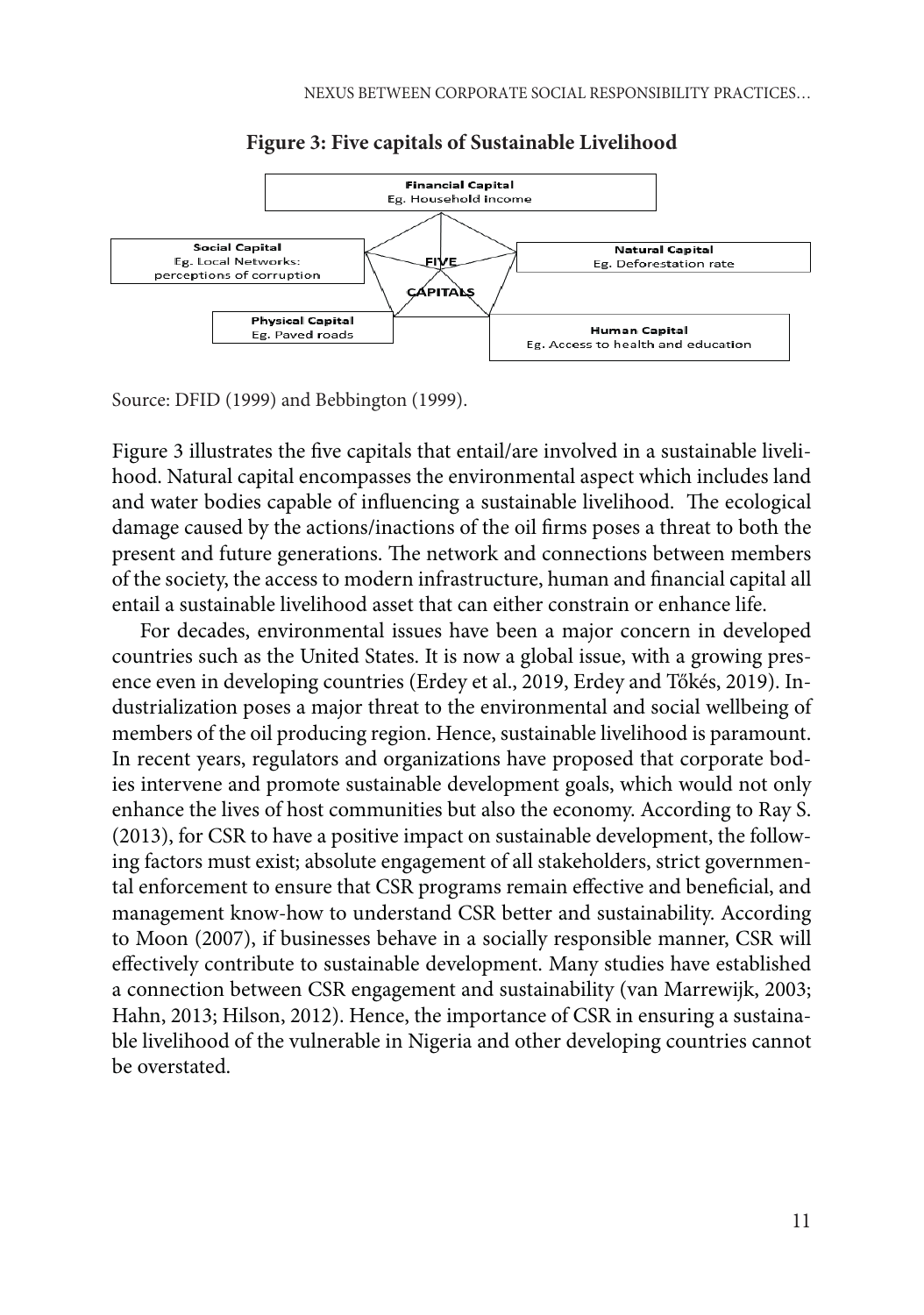**Figure 3: Five capitals of Sustainable Livelihood**

Financial Capital
Eg. Household income

Social Capital
Eg. Local Networks: perceptions of corruption

FIVE CAPITALS

Natural Capital
Eg. Deforestation rate

Physical Capital
Eg. Paved roads

Human Capital
Eg. Access to health and education

Source: DFID (1999) and Bebbington (1999).

Figure 3 illustrates the five capitals that entail/are involved in a sustainable livelihood. Natural capital encompasses the environmental aspect which includes land and water bodies capable of influencing a sustainable livelihood. The ecological damage caused by the actions/inactions of the oil firms poses a threat to both the present and future generations. The network and connections between members of the society, the access to modern infrastructure, human and financial capital all entail a sustainable livelihood asset that can either constrain or enhance life.

For decades, environmental issues have been a major concern in developed countries such as the United States. It is now a global issue, with a growing presence even in developing countries (Erdey et al., 2019, Erdey and Tőkés, 2019). Industrialization poses a major threat to the environmental and social wellbeing of members of the oil producing region. Hence, sustainable livelihood is paramount. In recent years, regulators and organizations have proposed that corporate bodies intervene and promote sustainable development goals, which would not only enhance the lives of host communities but also the economy. According to Ray S. (2013), for CSR to have a positive impact on sustainable development, the following factors must exist; absolute engagement of all stakeholders, strict governmental enforcement to ensure that CSR programs remain effective and beneficial, and management know-how to understand CSR better and sustainability. According to Moon (2007), if businesses behave in a socially responsible manner, CSR will effectively contribute to sustainable development. Many studies have established a connection between CSR engagement and sustainability (van Marrewijk, 2003; Hahn, 2013; Hilson, 2012). Hence, the importance of CSR in ensuring a sustainable livelihood of the vulnerable in Nigeria and other developing countries cannot be overstated.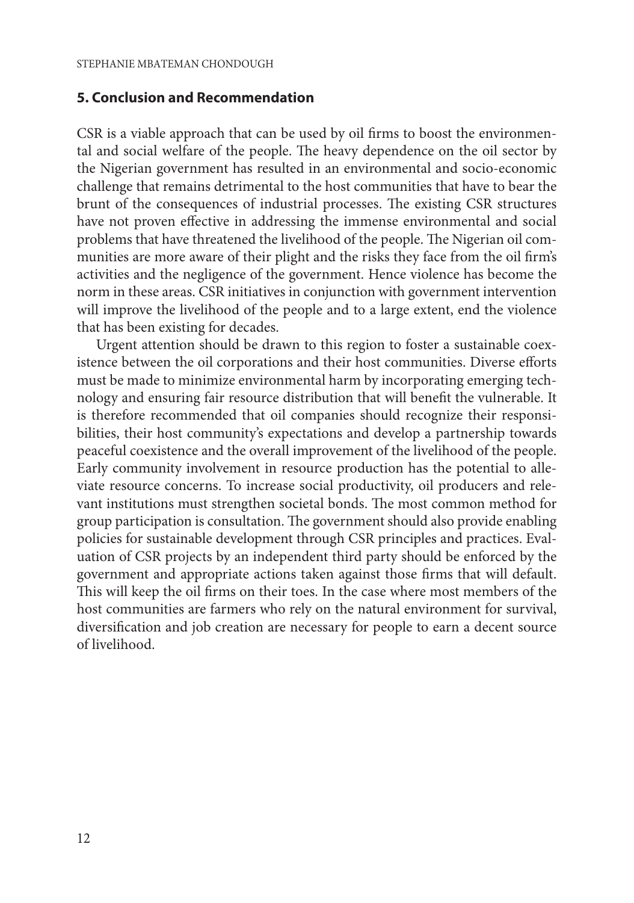## 5. Conclusion and Recommendation

CSR is a viable approach that can be used by oil firms to boost the environmental and social welfare of the people. The heavy dependence on the oil sector by the Nigerian government has resulted in an environmental and socio-economic challenge that remains detrimental to the host communities that have to bear the brunt of the consequences of industrial processes. The existing CSR structures have not proven effective in addressing the immense environmental and social problems that have threatened the livelihood of the people. The Nigerian oil communities are more aware of their plight and the risks they face from the oil firm's activities and the negligence of the government. Hence violence has become the norm in these areas. CSR initiatives in conjunction with government intervention will improve the livelihood of the people and to a large extent, end the violence that has been existing for decades.

Urgent attention should be drawn to this region to foster a sustainable coexistence between the oil corporations and their host communities. Diverse efforts must be made to minimize environmental harm by incorporating emerging technology and ensuring fair resource distribution that will benefit the vulnerable. It is therefore recommended that oil companies should recognize their responsibilities, their host community's expectations and develop a partnership towards peaceful coexistence and the overall improvement of the livelihood of the people. Early community involvement in resource production has the potential to alleviate resource concerns. To increase social productivity, oil producers and relevant institutions must strengthen societal bonds. The most common method for group participation is consultation. The government should also provide enabling policies for sustainable development through CSR principles and practices. Evaluation of CSR projects by an independent third party should be enforced by the government and appropriate actions taken against those firms that will default. This will keep the oil firms on their toes. In the case where most members of the host communities are farmers who rely on the natural environment for survival, diversification and job creation are necessary for people to earn a decent source of livelihood.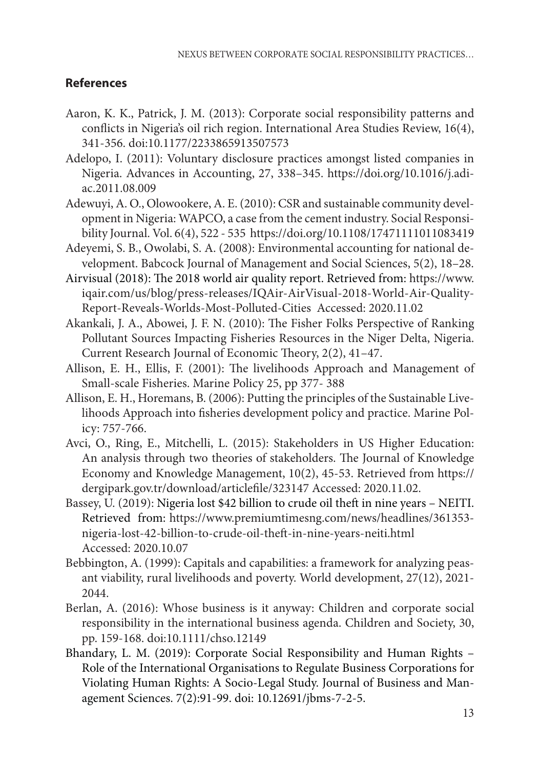## References

Aaron, K. K., Patrick, J. M. (2013): Corporate social responsibility patterns and conflicts in Nigeria's oil rich region. International Area Studies Review, 16(4), 341-356. doi:10.1177/2233865913507573

Adelopo, I. (2011): Voluntary disclosure practices amongst listed companies in Nigeria. Advances in Accounting, 27, 338–345. https://doi.org/10.1016/j.adiac.2011.08.009

Adewuyi, A. O., Olowookere, A. E. (2010): CSR and sustainable community development in Nigeria: WAPCO, a case from the cement industry. Social Responsibility Journal. Vol. 6(4), 522 - 535 https://doi.org/10.1108/17471111011083419

Adeyemi, S. B., Owolabi, S. A. (2008): Environmental accounting for national development. Babcock Journal of Management and Social Sciences, 5(2), 18–28.

Airvisual (2018): The 2018 world air quality report. Retrieved from: https://www.iqair.com/us/blog/press-releases/IQAir-AirVisual-2018-World-Air-Quality-Report-Reveals-Worlds-Most-Polluted-Cities Accessed: 2020.11.02

Akankali, J. A., Abowei, J. F. N. (2010): The Fisher Folks Perspective of Ranking Pollutant Sources Impacting Fisheries Resources in the Niger Delta, Nigeria. Current Research Journal of Economic Theory, 2(2), 41–47.

Allison, E. H., Ellis, F. (2001): The livelihoods Approach and Management of Small-scale Fisheries. Marine Policy 25, pp 377- 388

Allison, E. H., Horemans, B. (2006): Putting the principles of the Sustainable Livelihoods Approach into fisheries development policy and practice. Marine Policy: 757-766.

Avci, O., Ring, E., Mitchelli, L. (2015): Stakeholders in US Higher Education: An analysis through two theories of stakeholders. The Journal of Knowledge Economy and Knowledge Management, 10(2), 45-53. Retrieved from https://dergipark.gov.tr/download/articlefile/323147 Accessed: 2020.11.02.

Bassey, U. (2019): Nigeria lost $42 billion to crude oil theft in nine years – NEITI. Retrieved from: https://www.premiumtimesng.com/news/headlines/361353-nigeria-lost-42-billion-to-crude-oil-theft-in-nine-years-neiti.html Accessed: 2020.10.07

Bebbington, A. (1999): Capitals and capabilities: a framework for analyzing peasant viability, rural livelihoods and poverty. World development, 27(12), 2021-2044.

Berlan, A. (2016): Whose business is it anyway: Children and corporate social responsibility in the international business agenda. Children and Society, 30, pp. 159-168. doi:10.1111/chso.12149

Bhandary, L. M. (2019): Corporate Social Responsibility and Human Rights – Role of the International Organisations to Regulate Business Corporations for Violating Human Rights: A Socio-Legal Study. Journal of Business and Management Sciences. 7(2):91-99. doi: 10.12691/jbms-7-2-5.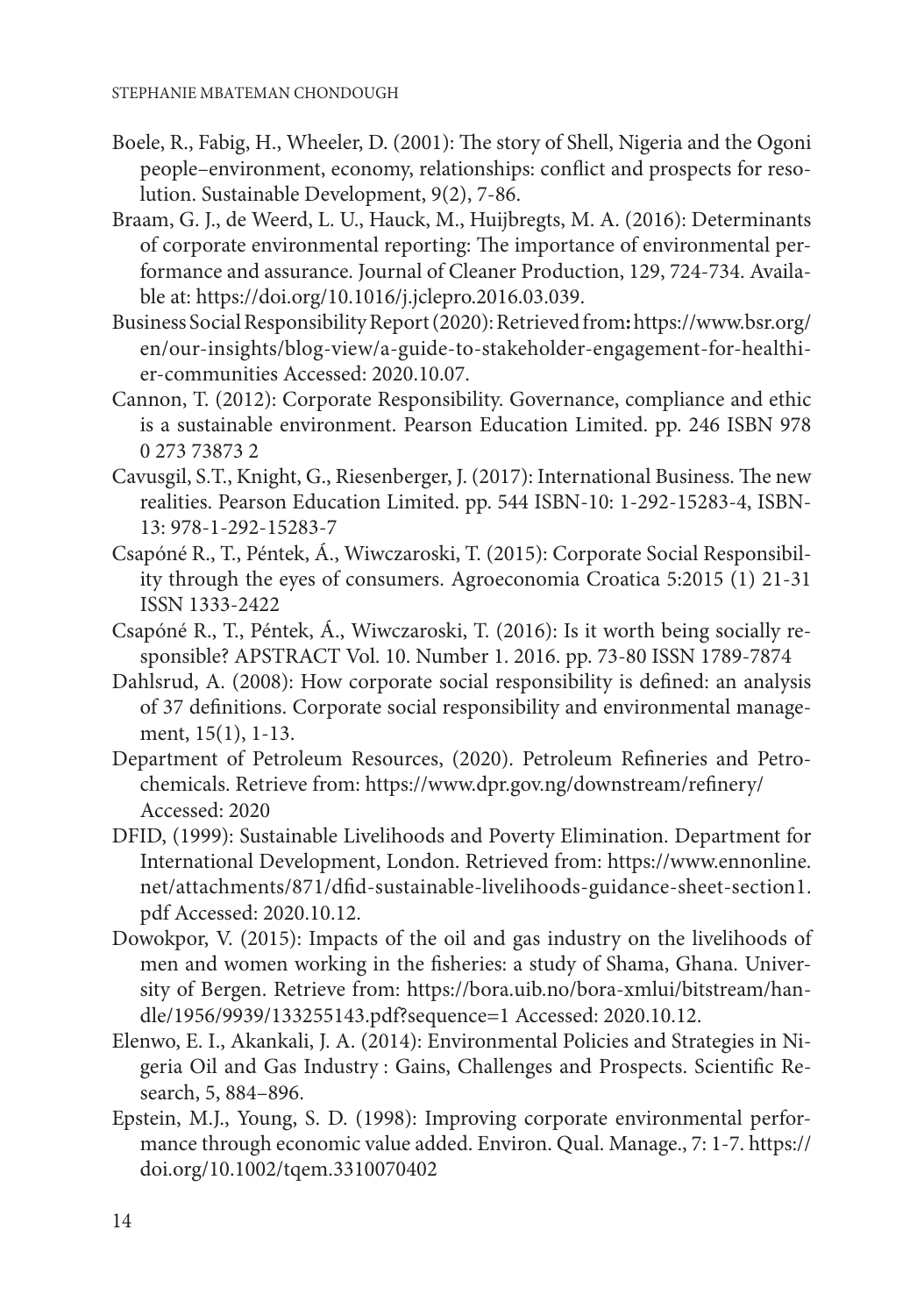Boele, R., Fabig, H., Wheeler, D. (2001): The story of Shell, Nigeria and the Ogoni people–environment, economy, relationships: conflict and prospects for resolution. Sustainable Development, 9(2), 7-86.

Braam, G. J., de Weerd, L. U., Hauck, M., Huijbregts, M. A. (2016): Determinants of corporate environmental reporting: The importance of environmental performance and assurance. Journal of Cleaner Production, 129, 724-734. Available at: https://doi.org/10.1016/j.jclepro.2016.03.039.

Business Social Responsibility Report (2020): Retrieved from**:** https://www.bsr.org/en/our-insights/blog-view/a-guide-to-stakeholder-engagement-for-healthier-communities Accessed: 2020.10.07.

Cannon, T. (2012): Corporate Responsibility. Governance, compliance and ethic is a sustainable environment. Pearson Education Limited. pp. 246 ISBN 978 0 273 73873 2

Cavusgil, S.T., Knight, G., Riesenberger, J. (2017): International Business. The new realities. Pearson Education Limited. pp. 544 ISBN-10: 1-292-15283-4, ISBN-13: 978-1-292-15283-7

Csapóné R., T., Péntek, Á., Wiwczaroski, T. (2015): Corporate Social Responsibility through the eyes of consumers. Agroeconomia Croatica 5:2015 (1) 21-31 ISSN 1333-2422

Csapóné R., T., Péntek, Á., Wiwczaroski, T. (2016): Is it worth being socially responsible? APSTRACT Vol. 10. Number 1. 2016. pp. 73-80 ISSN 1789-7874

Dahlsrud, A. (2008): How corporate social responsibility is defined: an analysis of 37 definitions. Corporate social responsibility and environmental management, 15(1), 1-13.

Department of Petroleum Resources, (2020). Petroleum Refineries and Petrochemicals. Retrieve from: https://www.dpr.gov.ng/downstream/refinery/ Accessed: 2020

DFID, (1999): Sustainable Livelihoods and Poverty Elimination. Department for International Development, London. Retrieved from: https://www.ennonline.net/attachments/871/dfid-sustainable-livelihoods-guidance-sheet-section1.pdf Accessed: 2020.10.12.

Dowokpor, V. (2015): Impacts of the oil and gas industry on the livelihoods of men and women working in the fisheries: a study of Shama, Ghana. University of Bergen. Retrieve from: https://bora.uib.no/bora-xmlui/bitstream/handle/1956/9939/133255143.pdf?sequence=1 Accessed: 2020.10.12.

Elenwo, E. I., Akankali, J. A. (2014): Environmental Policies and Strategies in Nigeria Oil and Gas Industry : Gains, Challenges and Prospects. Scientific Research, 5, 884–896.

Epstein, M.J., Young, S. D. (1998): Improving corporate environmental performance through economic value added. Environ. Qual. Manage., 7: 1-7. https://doi.org/10.1002/tqem.3310070402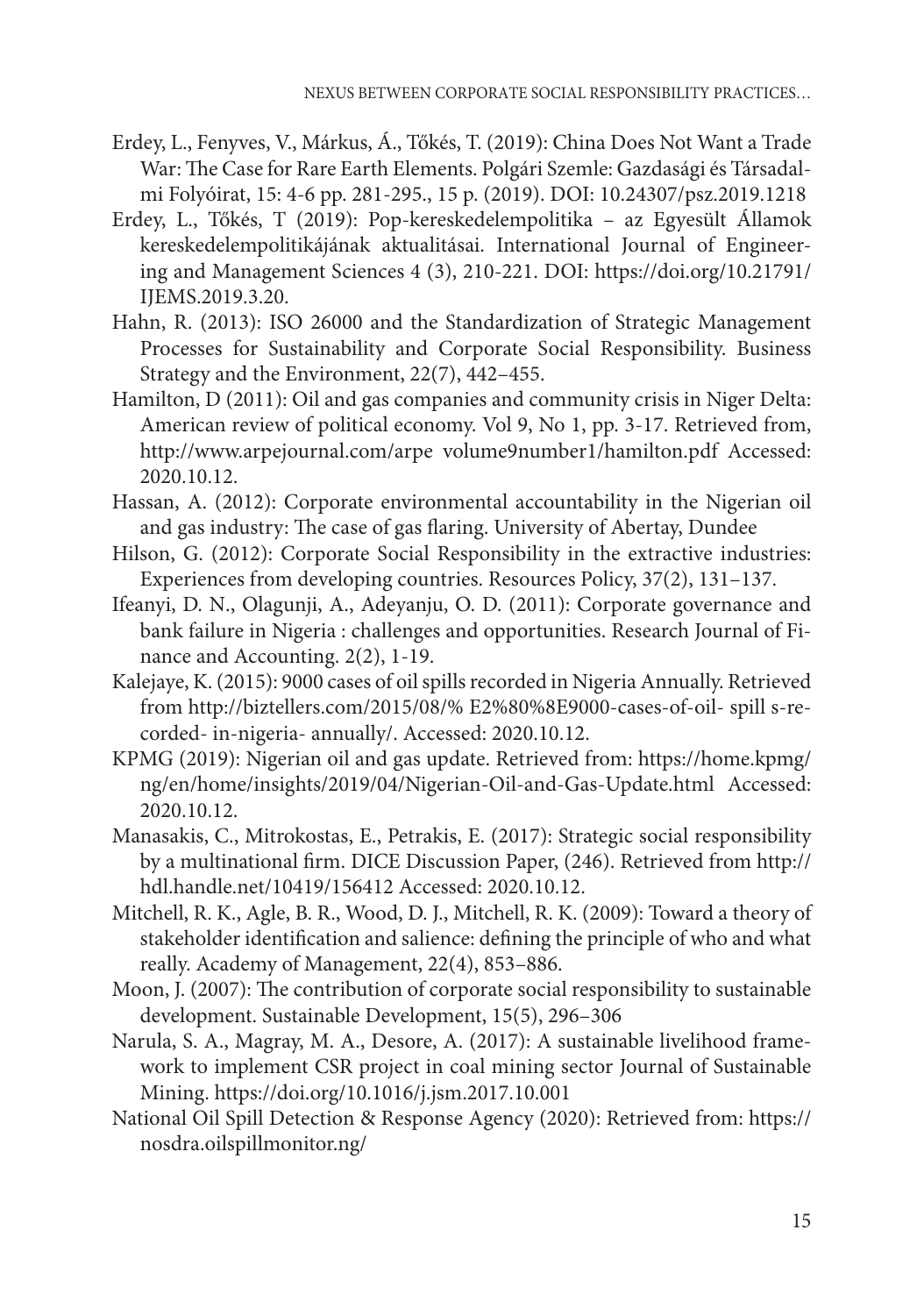Erdey, L., Fenyves, V., Márkus, Á., Tőkés, T. (2019): China Does Not Want a Trade War: The Case for Rare Earth Elements. Polgári Szemle: Gazdasági és Társadalmi Folyóirat, 15: 4-6 pp. 281-295., 15 p. (2019). DOI: 10.24307/psz.2019.1218

Erdey, L., Tőkés, T (2019): Pop-kereskedelempolitika – az Egyesült Államok kereskedelempolitikájának aktualitásai. International Journal of Engineering and Management Sciences 4 (3), 210-221. DOI: https://doi.org/10.21791/IJEMS.2019.3.20.

Hahn, R. (2013): ISO 26000 and the Standardization of Strategic Management Processes for Sustainability and Corporate Social Responsibility. Business Strategy and the Environment, 22(7), 442–455.

Hamilton, D (2011): Oil and gas companies and community crisis in Niger Delta: American review of political economy. Vol 9, No 1, pp. 3-17. Retrieved from, http://www.arpejournal.com/arpe volume9number1/hamilton.pdf Accessed: 2020.10.12.

Hassan, A. (2012): Corporate environmental accountability in the Nigerian oil and gas industry: The case of gas flaring. University of Abertay, Dundee

Hilson, G. (2012): Corporate Social Responsibility in the extractive industries: Experiences from developing countries. Resources Policy, 37(2), 131–137.

Ifeanyi, D. N., Olagunji, A., Adeyanju, O. D. (2011): Corporate governance and bank failure in Nigeria : challenges and opportunities. Research Journal of Finance and Accounting. 2(2), 1-19.

Kalejaye, K. (2015): 9000 cases of oil spills recorded in Nigeria Annually. Retrieved from http://biztellers.com/2015/08/% E2%80%8E9000-cases-of-oil- spill s-recorded- in-nigeria- annually/. Accessed: 2020.10.12.

KPMG (2019): Nigerian oil and gas update. Retrieved from: https://home.kpmg/ng/en/home/insights/2019/04/Nigerian-Oil-and-Gas-Update.html Accessed: 2020.10.12.

Manasakis, C., Mitrokostas, E., Petrakis, E. (2017): Strategic social responsibility by a multinational firm. DICE Discussion Paper, (246). Retrieved from http://hdl.handle.net/10419/156412 Accessed: 2020.10.12.

Mitchell, R. K., Agle, B. R., Wood, D. J., Mitchell, R. K. (2009): Toward a theory of stakeholder identification and salience: defining the principle of who and what really. Academy of Management, 22(4), 853–886.

Moon, J. (2007): The contribution of corporate social responsibility to sustainable development. Sustainable Development, 15(5), 296–306

Narula, S. A., Magray, M. A., Desore, A. (2017): A sustainable livelihood framework to implement CSR project in coal mining sector Journal of Sustainable Mining. https://doi.org/10.1016/j.jsm.2017.10.001

National Oil Spill Detection & Response Agency (2020): Retrieved from: https://nosdra.oilspillmonitor.ng/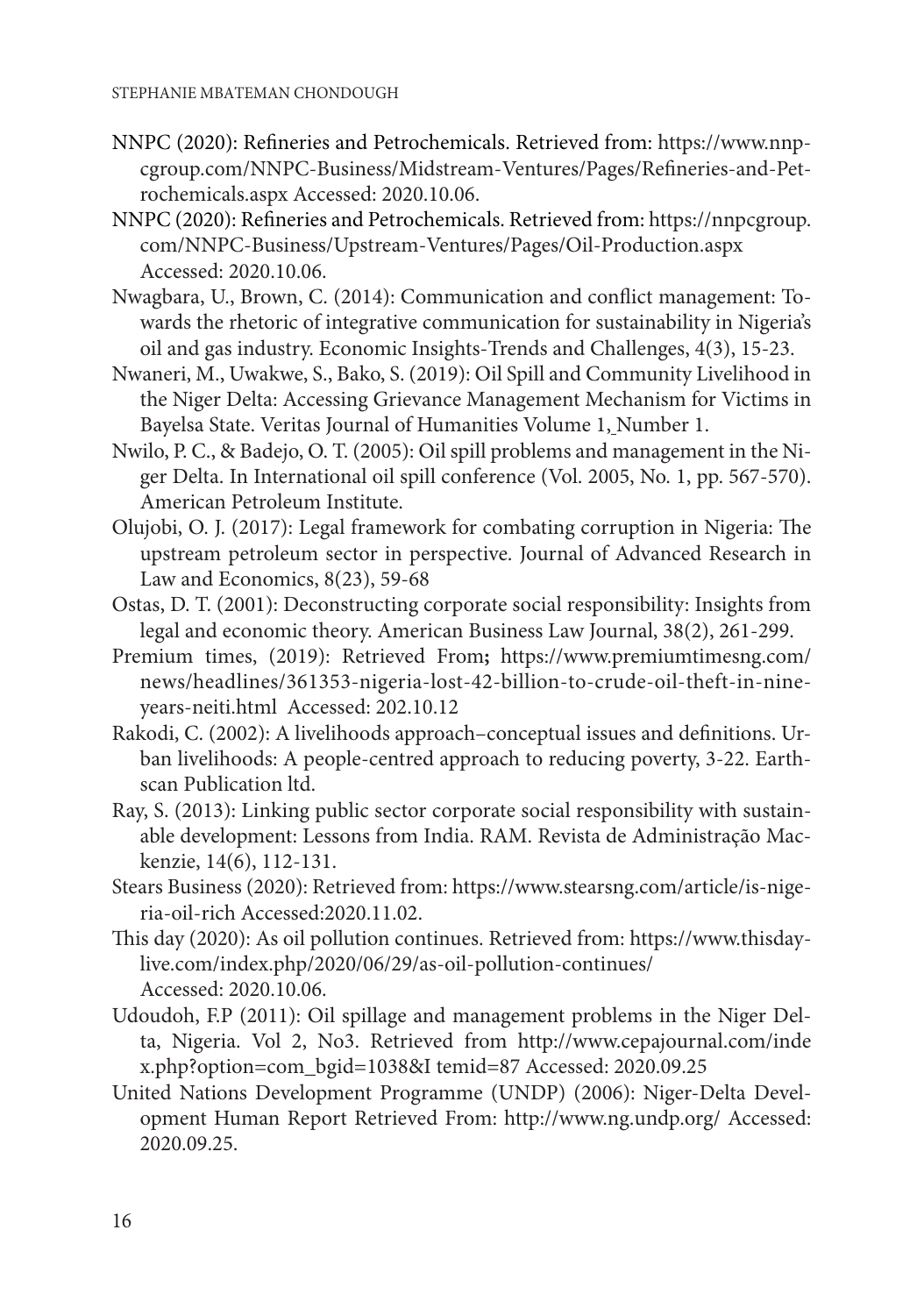NNPC (2020): Refineries and Petrochemicals. Retrieved from: https://www.nnpcgroup.com/NNPC-Business/Midstream-Ventures/Pages/Refineries-and-Petrochemicals.aspx Accessed: 2020.10.06.

NNPC (2020): Refineries and Petrochemicals. Retrieved from: https://nnpcgroup.com/NNPC-Business/Upstream-Ventures/Pages/Oil-Production.aspx Accessed: 2020.10.06.

Nwagbara, U., Brown, C. (2014): Communication and conflict management: Towards the rhetoric of integrative communication for sustainability in Nigeria's oil and gas industry. Economic Insights-Trends and Challenges, 4(3), 15-23.

Nwaneri, M., Uwakwe, S., Bako, S. (2019): Oil Spill and Community Livelihood in the Niger Delta: Accessing Grievance Management Mechanism for Victims in Bayelsa State. Veritas Journal of Humanities Volume 1, Number 1.

Nwilo, P. C., & Badejo, O. T. (2005): Oil spill problems and management in the Niger Delta. In International oil spill conference (Vol. 2005, No. 1, pp. 567-570). American Petroleum Institute.

Olujobi, O. J. (2017): Legal framework for combating corruption in Nigeria: The upstream petroleum sector in perspective. Journal of Advanced Research in Law and Economics, 8(23), 59-68

Ostas, D. T. (2001): Deconstructing corporate social responsibility: Insights from legal and economic theory. American Business Law Journal, 38(2), 261-299.

Premium times, (2019): Retrieved From**;** https://www.premiumtimesng.com/news/headlines/361353-nigeria-lost-42-billion-to-crude-oil-theft-in-nine-years-neiti.html Accessed: 202.10.12

Rakodi, C. (2002): A livelihoods approach–conceptual issues and definitions. Urban livelihoods: A people-centred approach to reducing poverty, 3-22. Earthscan Publication ltd.

Ray, S. (2013): Linking public sector corporate social responsibility with sustainable development: Lessons from India. RAM. Revista de Administração Mackenzie, 14(6), 112-131.

Stears Business (2020): Retrieved from: https://www.stearsng.com/article/is-nigeria-oil-rich Accessed:2020.11.02.

This day (2020): As oil pollution continues. Retrieved from: https://www.thisdaylive.com/index.php/2020/06/29/as-oil-pollution-continues/ Accessed: 2020.10.06.

Udoudoh, F.P (2011): Oil spillage and management problems in the Niger Delta, Nigeria. Vol 2, No3. Retrieved from http://www.cepajournal.com/index.php?option=com_bgid=1038&I temid=87 Accessed: 2020.09.25

United Nations Development Programme (UNDP) (2006): Niger-Delta Development Human Report Retrieved From: http://www.ng.undp.org/ Accessed: 2020.09.25.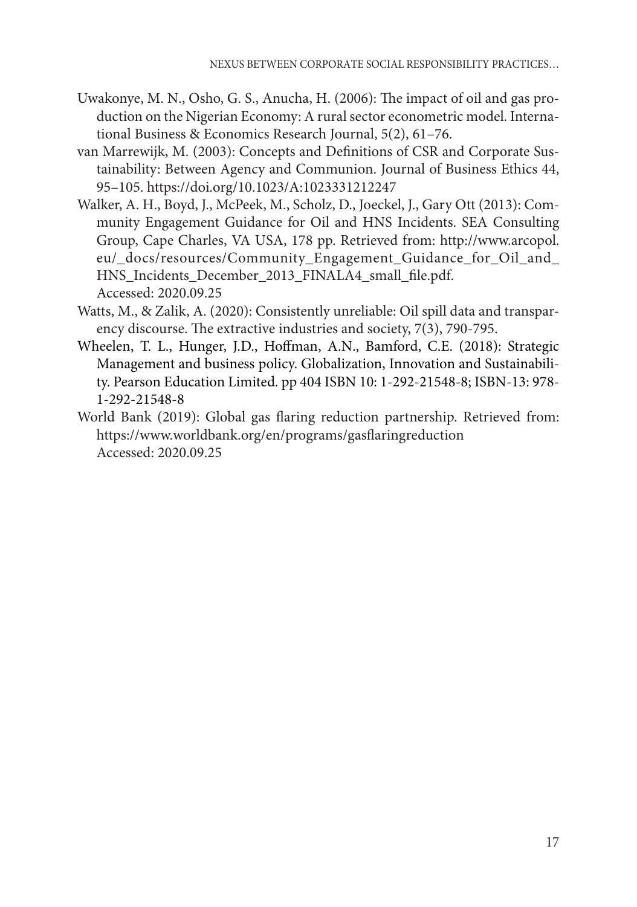Uwakonye, M. N., Osho, G. S., Anucha, H. (2006): The impact of oil and gas production on the Nigerian Economy: A rural sector econometric model. International Business & Economics Research Journal, 5(2), 61–76.

van Marrewijk, M. (2003): Concepts and Definitions of CSR and Corporate Sustainability: Between Agency and Communion. Journal of Business Ethics 44, 95–105. https://doi.org/10.1023/A:1023331212247

Walker, A. H., Boyd, J., McPeek, M., Scholz, D., Joeckel, J., Gary Ott (2013): Community Engagement Guidance for Oil and HNS Incidents. SEA Consulting Group, Cape Charles, VA USA, 178 pp. Retrieved from: http://www.arcopol.eu/_docs/resources/Community_Engagement_Guidance_for_Oil_and_HNS_Incidents_December_2013_FINALA4_small_file.pdf. Accessed: 2020.09.25

Watts, M., & Zalik, A. (2020): Consistently unreliable: Oil spill data and transparency discourse. The extractive industries and society, 7(3), 790-795.

Wheelen, T. L., Hunger, J.D., Hoffman, A.N., Bamford, C.E. (2018): Strategic Management and business policy. Globalization, Innovation and Sustainability. Pearson Education Limited. pp 404 ISBN 10: 1-292-21548-8; ISBN-13: 978-1-292-21548-8

World Bank (2019): Global gas flaring reduction partnership. Retrieved from: https://www.worldbank.org/en/programs/gasflaringreduction Accessed: 2020.09.25